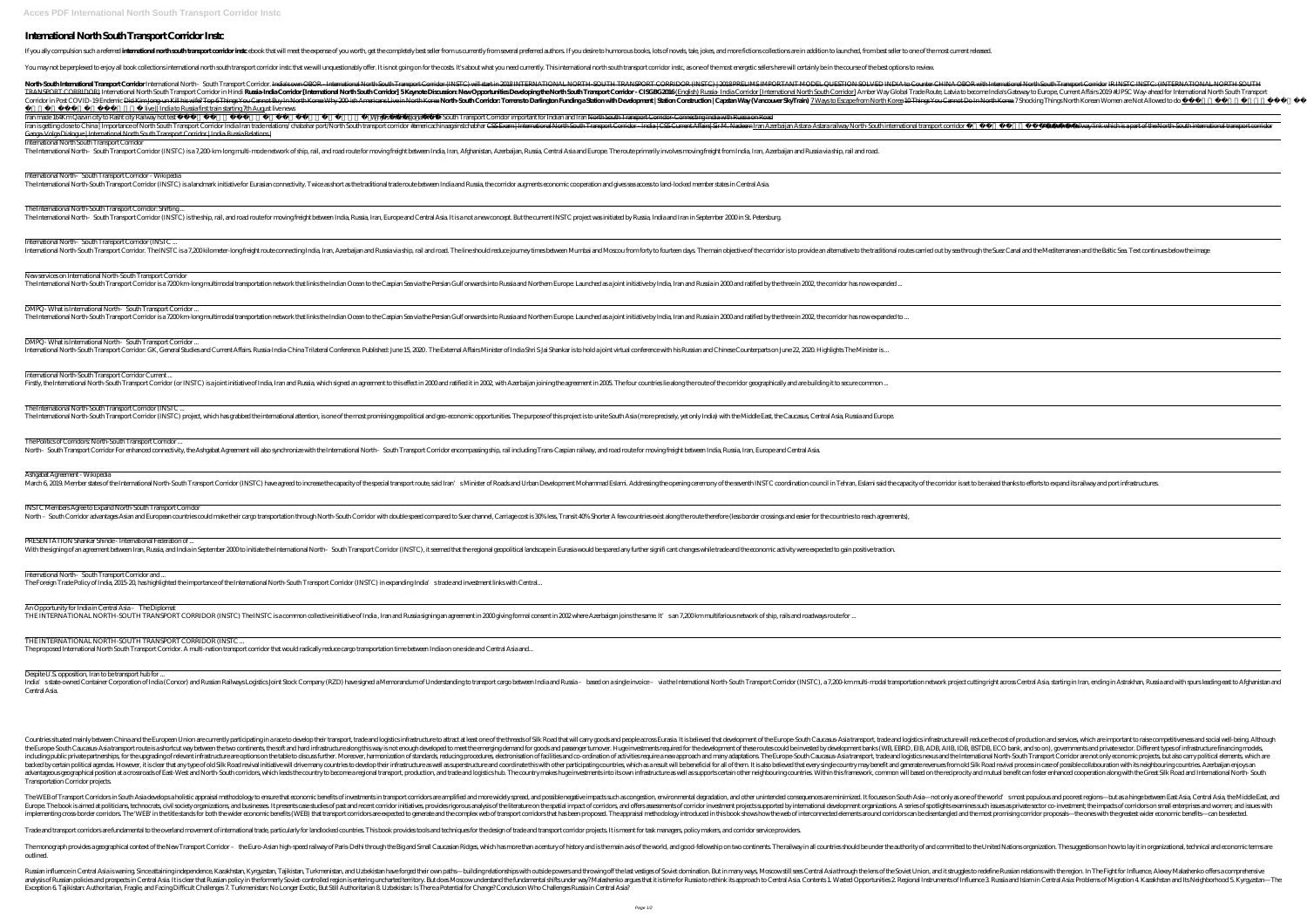# International North South Transport Corridor Instc

If you ally compulsion such a referred **international north south transport corridor instc** ebook that will meet the expense of you worth, get the completely best seller from us currently from several preferred authors. If you desire to humorous books, lots of novels, tale, jokes, and more fictions collections are in addition to launched, from best seller to one of the most current released.

You may not be perplexed to enjoy all book collections international north south transport corridor instc that we will unquestionably offer. It is not going on for the costs. It's about what you need currently. This international north south transport corridor instc, as one of the most energetic sellers here will certainly be in the course of the best options to review.

**North-South International Transport Corridor** International North - South Transport Corridor. India's own OBOR - International North South Transport Corridor (INSTC) will start in 2018 INTERNATIONAL NORTH-SOUTH TRANSPORT CORRIDOR (INSTC) | 2018 PRELIMS IMPORTANT MODEL QUESTION SOLVED INDIA to Counter CHINA OBOR with International North South Transport Corridor IR INSTC INSTC: (INTERNATIONAL NORTH SOUTH TRANSPORT CORRIDOR) International North South Transport Corridor in Hindi **Russia-India Corridor [International North South Corridor] 5 Keynote Discussion: New Opportunities Developing the North South Transport Corridor - CISGBG2016** (English) Russia- India Corridor [International North South Corridor] Amber Way Global Trade Route, Latvia to become India's Gateway to Europe, Current Affairs 2019 #UPSC Way-ahead for International North South Transport Corridor in Post COVID-19 Endemic Did Kim Jong-un Kill his wife? Top 6 Things You Cannot Buy In North Korea Why 200-ish Americans Live in North Korea **North-South Corridor: Torrens to Darlington Funding a Station with Development | Station Construction | Capstan Way (Vancouver SkyTrain)** 7 Ways to Escape from North Korea 10 Things You Cannot Do In North Korea 7 Shocking Things North Korean Women are Not Allowed to do live]| India to Russia first train starting 7th August live news

Iran made 164Km Qazvin city to Rasht city Railway hot test Why is the International North South Transport Corridor important for Indian and Iran North-South Transport Corridor-Connecting India with Russia on Road

Iran is getting close to China | Importance of North South Transport Corridor India Iran trade relations/ chabahar port/North South transport corridor #americachinaagainstchabhar CSS Exam | International North South Transport Corridor - India | CSS Current Affairs | Sir M. Nadeem Iran Azerbaijan Astara-Astara railway North-South international transport corridor Azerbaijan railway link which is a part of the North-South international transport corridor Ganga Volga Dialogue | International North South Transport Corridor | India-Russia Relations |

International North South Transport Corridor

The International North–South Transport Corridor (INSTC) is a 7,200-km-long multi-mode network of ship, rail, and road route for moving freight between India, Iran, Afghanistan, Azerbaijan, Russia, Central Asia and Europe. The route primarily involves moving freight from India, Iran, Azerbaijan and Russia via ship, rail and road.

International North–South Transport Corridor - Wikipedia

The International North-South Transport Corridor (INSTC) is a landmark initiative for Eurasian connectivity. Twice as short as the traditional trade route between India and Russia, the corridor augments economic cooperation and gives sea access to land-locked member states in Central Asia.

The International North-South Transport Corridor: Shifting ...

The International North–South Transport Corridor (INSTC) is the ship, rail, and road route for moving freight between India, Russia, Iran, Europe and Central Asia. It is a not a new concept. But the current INSTC project was initiated by Russia, India and Iran in September 2000 in St. Petersburg.

International North–South Transport Corridor (INSTC ...

International North-South Transport Corridor. The INSTC is a 7,200 kilometer-long freight route connecting India, Iran, Azerbaijan and Russia via ship, rail and road. The line should reduce journey times between Mumbai and Moscow from forty to fourteen days. The main objective of the corridor is to provide an alternative to the traditional routes carried out by sea through the Suez Canal and the Mediterranean and the Baltic Sea. Text continues below the image

New services on International North-South Transport Corridor

The International North-South Transport Corridor is a 7200 km-long multimodal transportation network that links the Indian Ocean to the Caspian Sea via the Persian Gulf onwards into Russia and Northern Europe. Launched as a joint initiative by India, Iran and Russia in 2000 and ratified by the three in 2002, the corridor has now expanded ...

DMPQ- What is International North–South Transport Corridor ...

The International North-South Transport Corridor is a 7200 km-long multimodal transportation network that links the Indian Ocean to the Caspian Sea via the Persian Gulf onwards into Russia and Northern Europe. Launched as a joint initiative by India, Iran and Russia in 2000 and ratified by the three in 2002, the corridor has now expanded to ...

DMPQ- What is International North–South Transport Corridor ...

International North-South Transport Corridor: GK, General Studies and Current Affairs. Russia-India-China Trilateral Conference. Published: June 15, 2020 . The External Affairs Minister of India Shri S Jai Shankar is to hold a joint virtual conference with his Russian and Chinese Counterparts on June 22, 2020. Highlights The Minister is ...

International North-South Transport Corridor Current ...

Firstly, the International North-South Transport Corridor (or INSTC) is a joint initiative of India, Iran and Russia, which signed an agreement to this effect in 2000 and ratified it in 2002, with Azerbaijan joining the agreement in 2005. The four countries lie along the route of the corridor geographically and are building it to secure common ...

The International North-South Transport Corridor (INSTC ...

The International North-South Transport Corridor (INSTC) project, which has grabbed the international attention, is one of the most promising geopolitical and geo-economic opportunities. The purpose of this project is to unite South Asia (more precisely, yet only India) with the Middle East, the Caucasus, Central Asia, Russia and Europe.

The Politics of Corridors: North-South Transport Corridor ...

North–South Transport Corridor For enhanced connectivity, the Ashgabat Agreement will also synchronize with the International North–South Transport Corridor encompassing ship, rail including Trans-Caspian railway, and road route for moving freight between India, Russia, Iran, Europe and Central Asia.

Ashgabat Agreement - Wikipedia

March 6, 2019. Member states of the International North-South Transport Corridor (INSTC) have agreed to increase the capacity of the special transport route, said Iran's Minister of Roads and Urban Development Mohammad Eslami. Addressing the opening ceremony of the seventh INSTC coordination council in Tehran, Eslami said the capacity of the corridor is set to be raised thanks to efforts to expand its railway and port infrastructures.

INSTC Members Agree to Expand North-South Transport Corridor

North – South Corridor advantages Asian and European countries could make their cargo transportation through North-South Corridor with double speed compared to Suez channel, Carriage cost is 30% less, Transit 40% Shorter A few countries exist along the route therefore (less border crossings and easier for the countries to reach agreements),

PRESENTATION Shankar Shinde - International Federation of ...

With the signing of an agreement between Iran, Russia, and India in September 2000 to initiate the International North–South Transport Corridor (INSTC), it seemed that the regional geopolitical landscape in Eurasia would be spared any further signifi cant changes while trade and the economic activity were expected to gain positive traction.

International North–South Transport Corridor and ...

The Foreign Trade Policy of India, 2015-20, has highlighted the importance of the International North-South Transport Corridor (INSTC) in expanding India's trade and investment links with Central...

An Opportunity for India in Central Asia – The Diplomat

THE INTERNATIONAL NORTH-SOUTH TRANSPORT CORRIDOR (INSTC) The INSTC is a common collective initiative of India , Iran and Russia signing an agreement in 2000 giving formal consent in 2002 where Azerbaijan joins the same. It's an 7,200 km multifarious network of ship, rails and roadways route for ...

THE INTERNATIONAL NORTH-SOUTH TRANSPORT CORRIDOR (INSTC ...

The proposed International North South Transport Corridor. A multi-nation transport corridor that would radically reduce cargo transportation time between India on one side and Central Asia and...

Despite U.S. opposition, Iran to be transport hub for ...

India's state-owned Container Corporation of India (Concor) and Russian Railways Logistics Joint Stock Company (RZD) have signed a Memorandum of Understanding to transport cargo between India and Russia – based on a single invoice – via the International North-South Transport Corridor (INSTC), a 7,200-km multi-modal transportation network project cutting right across Central Asia, starting in Iran, ending in Astrakhan, Russia and with spurs leading east to Afghanistan and Central Asia.

Countries situated mainly between China and the European Union are currently participating in a race to develop their transport, trade and logistics infrastructure to attract at least one of the threads of Silk Road that will carry goods and people across Eurasia. It is believed that development of the Europe-South Caucasus-Asia transport, trade and logistics infrastructure will reduce the cost of production and services, which are important to raise competitiveness and social well-being. Although the Europe-South Caucasus-Asia transport route is a shortcut way between the two continents, the soft and hard infrastructure along this way is not enough developed to meet the emerging demand for goods and passenger turnover. Huge investments required for the development of these routes could be invested by development banks (WB, EBRD, EIB, ADB, AIIB, IDB, BSTDB, ECO bank, and so on), governments and private sector. Different types of infrastructure financing models, including public private partnerships, for the upgrading of relevant infrastructure are options on the table to discuss further. Moreover, harmonization of standards, reducing procedures, electronisation of facilities and co-ordination of activities require a new approach and many adaptations. The Europe-South Caucasus-Asia transport, trade and logistics nexus and the International North-South Transport Corridor are not only economic projects, but also carry political elements, which are backed by certain political agendas. However, it is clear that any type of old Silk Road revival initiative will drive many countries to develop their infrastructure as well as superstructure and coordinate this with other participating countries, which as a result will be beneficial for all of them. It is also believed that every single country may benefit and generate revenues from old Silk Road revival process in case of possible collaboration with its neighbouring countries. Azerbaijan enjoys an advantageous geographical position at a crossroads of East-West and North-South corridors, which leads the country to become a regional transport, production, and trade and logistics hub. The country makes huge investments into its own infrastructure as well as supports certain other neighbouring countries. Within this framework, common will based on the reciprocity and mutual benefit can foster enhanced cooperation along with the Great Silk Road and International North- South Transportation Corridor projects.

The WEB of Transport Corridors in South Asia develops a holistic appraisal methodology to ensure that economic benefits of investments in transport corridors are amplified and more widely spread, and possible negative impacts such as congestion, environmental degradation, and other unintended consequences are minimized. It focuses on South Asia—not only as one of the world's most populous and poorest regions—but as a hinge between East Asia, Central Asia, the Middle East, and Europe. The book is aimed at politicians, technocrats, civil society organizations, and businesses. It presents case studies of past and recent corridor initiatives, provides rigorous analysis of the literature on the spatial impact of corridors, and offers assessments of corridor investment projects supported by international development organizations. A series of spotlights examines such issues as private sector co- investment; the impacts of corridors on small enterprises and women; and issues with implementing cross border corridors. The 'WEB' in the title stands for both the wider economic benefits (WEB) that transport corridors are expected to generate and the complex web of transport corridors that has been proposed. The appraisal methodology introduced in this book shows how the web of interconnected elements around corridors can be disentangled and the most promising corridor proposals—the ones with the greatest wider economic benefits—can be selected.

Trade and transport corridors are fundamental to the overland movement of international trade, particularly for landlocked countries. This book provides tools and techniques for the design of trade and transport corridor projects. It is meant for task managers, policy makers, and corridor service providers.

The monograph provides a geographical context of the New Transport Corridor – the Euro-Asian high-speed railway of Paris-Delhi through the Big and Small Caucasian Ridges, which has more than a century of history and is the main axis of the world, and good-fellowship on two continents. The railway in all countries should be under the authority of and committed to the United Nations organization. The suggestions on how to lay it in organizational, technical and economic terms are outlined.

Russian influence in Central Asia is waning. Since attaining independence, Kazakhstan, Kyrgyzstan, Tajikistan, Turkmenistan, and Uzbekistan have forged their own paths—building relationships with outside powers and throwing off the last vestiges of Soviet domination. But in many ways, Moscow still sees Central Asia through the lens of the Soviet Union, and it struggles to redefine Russian relations with the region. In The Fight for Influence, Alexey Malashenko offers a comprehensive analysis of Russian policies and prospects in Central Asia. It is clear that Russian policy in the formerly Soviet-controlled region is entering uncharted territory. But does Moscow understand the fundamental shifts under way? Malashenko argues that it is time for Russia to rethink its approach to Central Asia. Contents 1. Wasted Opportunities 2. Regional Instruments of Influence 3. Russia and Islam in Central Asia: Problems of Migration 4. Kazakhstan and Its Neighborhood 5. Kyrgyzstan—The Exception 6. Tajikistan: Authoritarian, Fragile, and Facing Difficult Challenges 7. Turkmenistan: No Longer Exotic, But Still Authoritarian 8. Uzbekistan: Is There a Potential for Change? Conclusion Who Challenges Russia in Central Asia?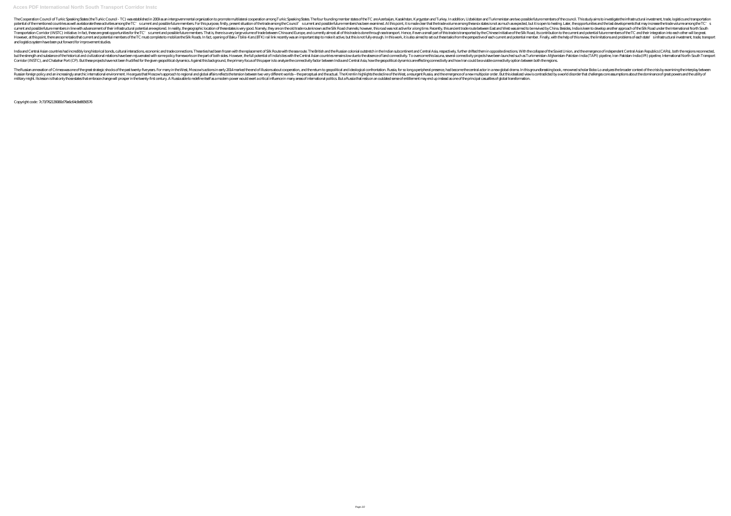The Cooperation Council of Turkic Speaking States (the Turkic Council - TC) was established in 2009 as an intergovernmental organization to promote multilateral cooperation among Turkic Speaking States. The four founding member states of the TC are Azerbaijan, Kazakhstan, Kyrgyzstan and Turkey. In addition, Uzbekistan and Turkmenistan are two possible future members of the council. This study aims to investigate the infrastructural investment, trade, logistics and transportation potential of the mentioned countries as well as elaborate these activities among the TC's current and possible future members. For this purpose, firstly, present situation of the trade among the Council's current and possible future members has been examined. At this point, it is made clear that the trade volume among these six states is not as much as expected, but it is open to healing. Later, the opportunities and the last developments that may increase the trade volume among the TC's current and possible future members in line with advancement of their infrastructural potential are explored. In reality, the geographic location of these states is very good. Namely, they are on the old trade route known as the Silk Road channels; however, this road was not active for a long time. Recently, this ancient trade route between East and West was aimed to be revived by China. Besides, India is keen to develop another approach of the Silk Road under the International North South Transportation Corridor (INSTC) initiative. In fact, these are great opportunities for the TC's current and possible future members. That is, there is a very large volume of trade between China and Europe, and currently almost all of this trade is done through sea transport. Hence, if even a small part of this trade is transported by the Chinese Initiative of the Silk Road, its contribution to the current and potential future members of the TC and their integration into each other will be great. However, at this point, there are some tasks that current and potential members of the TC must complete to mobilize the Silk Roads. In fact, opening of Baku-Tbilisi-Kars (BTK) rail link recently was an important step to make it active, but this is not fully enough. In this work, it is also aimed to set out these tasks from the perspective of each current and potential member. Finally, with the help of this review, the limitations and problems of each state's infrastructural investment, trade, transport and logistics system have been put forward for improvement studies.

India and Central Asian countries had incredibly long historical bonds, cultural interactions, economic and trade connections. These ties had been frozen with the replacement of Silk Route with the sea route. The British and the Russian colonial outstretch in the Indian subcontinent and Central Asia, respectively, further drifted them in opposite directions. With the collapse of the Soviet Union, and the emergence of independent Central Asian Republics (CARs), both the regions reconnected, but the strength and substance of the historical and civilizational relations have been rejuvenated with some policy frameworks on the part of both sides. However, the full potential of India's ties with the Central Asian countries remains low due to the absence of land connectivity. To overcome this lacuna, several connectivity projects have been launched such as Turkmenistan-Afghanistan-Pakistan-India (TAPI) pipeline, Iran-Pakistan-India (IPI) pipeline, International North-South Transport Corridor (INSTC), and Chabahar Port (CP). But these projects have not been fructified for the given geopolitical dynamics. Against this background, the primary focus of this paper is to analyze the connectivity factor between India and Central Asia, how the geopolitical dynamics are effecting connectivity and how Iran could be a viable connectivity option between both the regions.

The Russian annexation of Crimea was one of the great strategic shocks of the past twenty-five years. For many in the West, Moscow's actions in early 2014 marked the end of illusions about cooperation, and the return to geopolitical and ideological confrontation. Russia, for so long a peripheral presence, had become the central actor in a new global drama. In this groundbreaking book, renowned scholar Bobo Lo analyzes the broader context of the crisis by examining the interplay between Russian foreign policy and an increasingly anarchic international environment. He argues that Moscow's approach to regional and global affairs reflects the tension between two very different worlds—the perceptual and the actual. The Kremlin highlights the decline of the West, a resurgent Russia, and the emergence of a new multipolar order. But this idealized view is contradicted by a world disorder that challenges core assumptions about the dominance of great powers and the utility of military might. Its lesson is that only those states that embrace change will prosper in the twenty-first century. A Russia able to redefine itself as a modern power would exert a critical influence in many areas of international politics. But a Russia that rests on an outdated sense of entitlement may end up instead as one of the principal casualties of global transformation.

Copyright code : 7c71f762139080d79e6c64c8e8656576